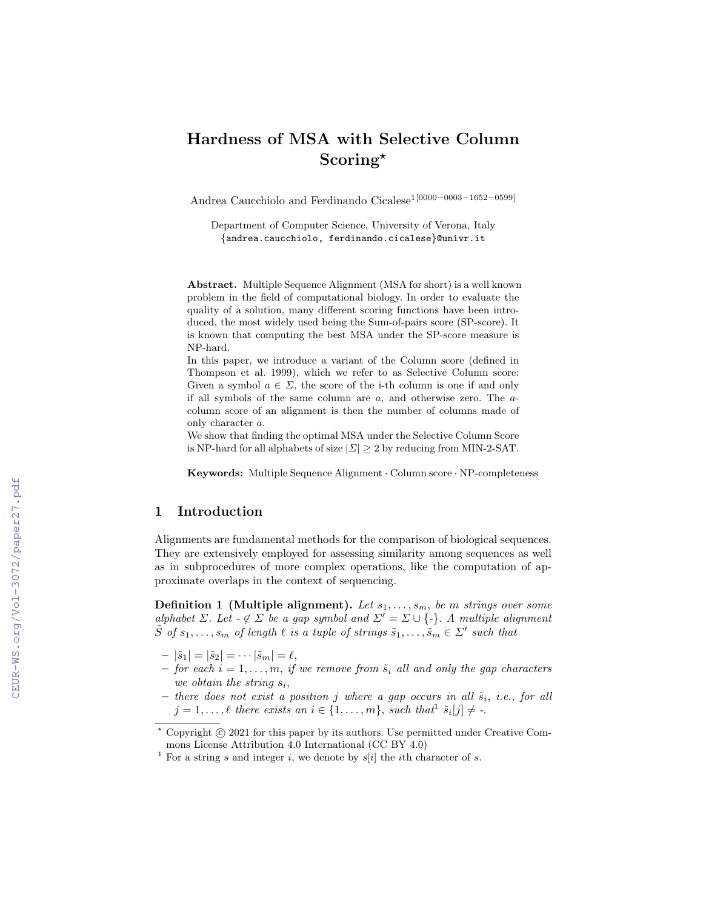# Hardness of MSA with Selective Column Scoring*

Andrea Caucchiolo and Ferdinando Cicalese[1][0000−0003−1652−0599]

Department of Computer Science, University of Verona, Italy
{andrea.caucchiolo, ferdinando.cicalese}@univr.it

**Abstract.** Multiple Sequence Alignment (MSA for short) is a well known problem in the field of computational biology. In order to evaluate the quality of a solution, many different scoring functions have been introduced, the most widely used being the Sum-of-pairs score (SP-score). It is known that computing the best MSA under the SP-score measure is NP-hard.

In this paper, we introduce a variant of the Column score (defined in Thompson et al. 1999), which we refer to as Selective Column score: Given a symbol $a \in \Sigma$, the score of the i-th column is one if and only if all symbols of the same column are $a$, and otherwise zero. The $a$-column score of an alignment is then the number of columns made of only character $a$.

We show that finding the optimal MSA under the Selective Column Score is NP-hard for all alphabets of size $|\Sigma| \geq 2$ by reducing from MIN-2-SAT.

**Keywords:** Multiple Sequence Alignment · Column score · NP-completeness

## 1 Introduction

Alignments are fundamental methods for the comparison of biological sequences. They are extensively employed for assessing similarity among sequences as well as in subprocedures of more complex operations, like the computation of approximate overlaps in the context of sequencing.

**Definition 1 (Multiple alignment).** *Let $s_1, \ldots, s_m$, be $m$ strings over some alphabet $\Sigma$. Let $- \notin \Sigma$ be a gap symbol and $\Sigma' = \Sigma \cup \{-\}$. A multiple alignment $\tilde{S}$ of $s_1, \ldots, s_m$ of length $\ell$ is a tuple of strings $\tilde{s}_1, \ldots, \tilde{s}_m \in \Sigma'$ such that*

- $|\tilde{s}_1| = |\tilde{s}_2| = \cdots |\tilde{s}_m| = \ell$,
- *for each $i = 1, \ldots, m$, if we remove from $\tilde{s}_i$ all and only the gap characters we obtain the string $s_i$,*
- *there does not exist a position $j$ where a gap occurs in all $\tilde{s}_i$, i.e., for all $j = 1, \ldots, \ell$ there exists an $i \in \{1, \ldots, m\}$, such that[1] $\tilde{s}_i[j] \neq -$.*

---

* Copyright © 2021 for this paper by its authors. Use permitted under Creative Commons License Attribution 4.0 International (CC BY 4.0)

[1] For a string $s$ and integer $i$, we denote by $s[i]$ the $i$th character of $s$.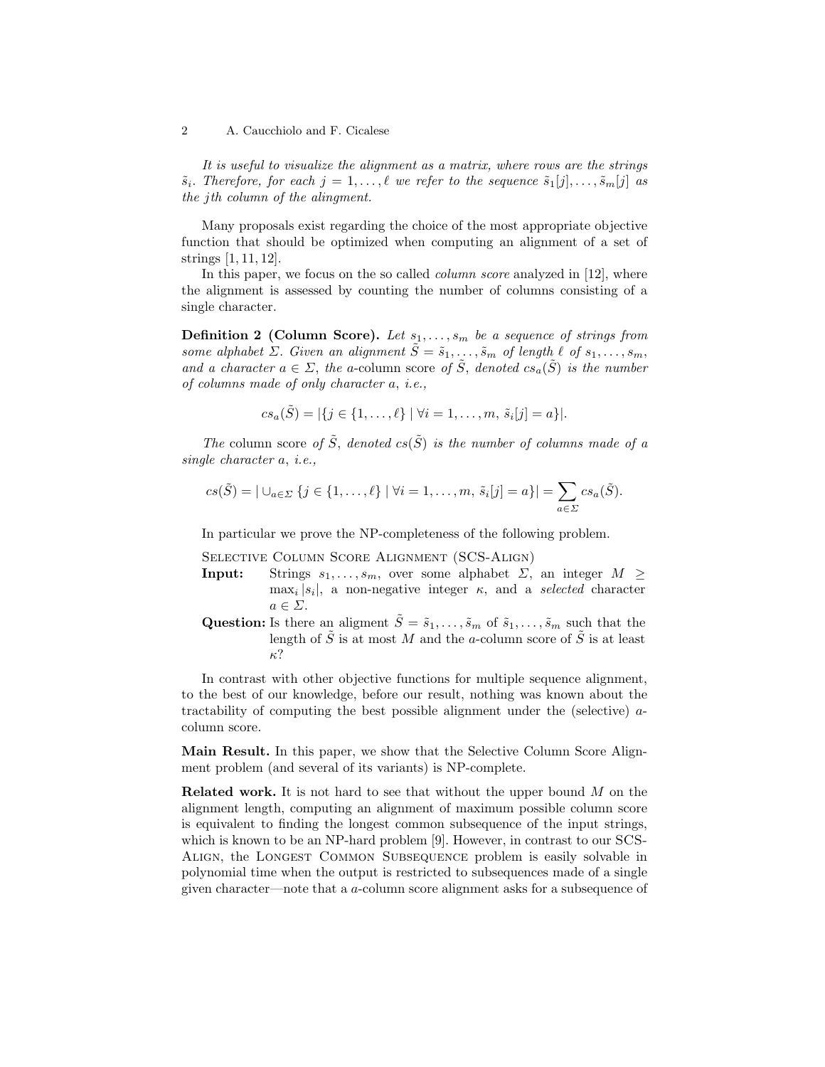*It is useful to visualize the alignment as a matrix, where rows are the strings $\tilde{s}_i$. Therefore, for each $j = 1, \dots, \ell$ we refer to the sequence $\tilde{s}_1[j], \dots, \tilde{s}_m[j]$ as the $j$th column of the alingment.*

Many proposals exist regarding the choice of the most appropriate objective function that should be optimized when computing an alignment of a set of strings [1, 11, 12].

In this paper, we focus on the so called *column score* analyzed in [12], where the alignment is assessed by counting the number of columns consisting of a single character.

**Definition 2 (Column Score).** *Let $s_1, \dots, s_m$ be a sequence of strings from some alphabet $\Sigma$. Given an alignment $\tilde{S} = \tilde{s}_1, \dots, \tilde{s}_m$ of length $\ell$ of $s_1, \dots, s_m$, and a character $a \in \Sigma$, the* $a$-column score *of $\tilde{S}$, denoted $cs_a(\tilde{S})$ is the number of columns made of only character $a$, i.e.,*

$$cs_a(\tilde{S}) = |\{j \in \{1, \dots, \ell\} \mid \forall i = 1, \dots, m, \ \tilde{s}_i[j] = a\}|.$$

*The* column score *of $\tilde{S}$, denoted $cs(\tilde{S})$ is the number of columns made of a single character $a$, i.e.,*

$$cs(\tilde{S}) = | \cup_{a \in \Sigma} \{j \in \{1, \dots, \ell\} \mid \forall i = 1, \dots, m, \ \tilde{s}_i[j] = a\}| = \sum_{a \in \Sigma} cs_a(\tilde{S}).$$

In particular we prove the NP-completeness of the following problem.

Selective Column Score Alignment (SCS-Align)

**Input:** Strings $s_1, \dots, s_m$, over some alphabet $\Sigma$, an integer $M \geq \max_i |s_i|$, a non-negative integer $\kappa$, and a *selected* character $a \in \Sigma$.

**Question:** Is there an aligment $\tilde{S} = \tilde{s}_1, \dots, \tilde{s}_m$ of $\tilde{s}_1, \dots, \tilde{s}_m$ such that the length of $\tilde{S}$ is at most $M$ and the $a$-column score of $\tilde{S}$ is at least $\kappa$?

In contrast with other objective functions for multiple sequence alignment, to the best of our knowledge, before our result, nothing was known about the tractability of computing the best possible alignment under the (selective) $a$-column score.

**Main Result.** In this paper, we show that the Selective Column Score Alignment problem (and several of its variants) is NP-complete.

**Related work.** It is not hard to see that without the upper bound $M$ on the alignment length, computing an alignment of maximum possible column score is equivalent to finding the longest common subsequence of the input strings, which is known to be an NP-hard problem [9]. However, in contrast to our SCS-Align, the Longest Common Subsequence problem is easily solvable in polynomial time when the output is restricted to subsequences made of a single given character—note that a $a$-column score alignment asks for a subsequence of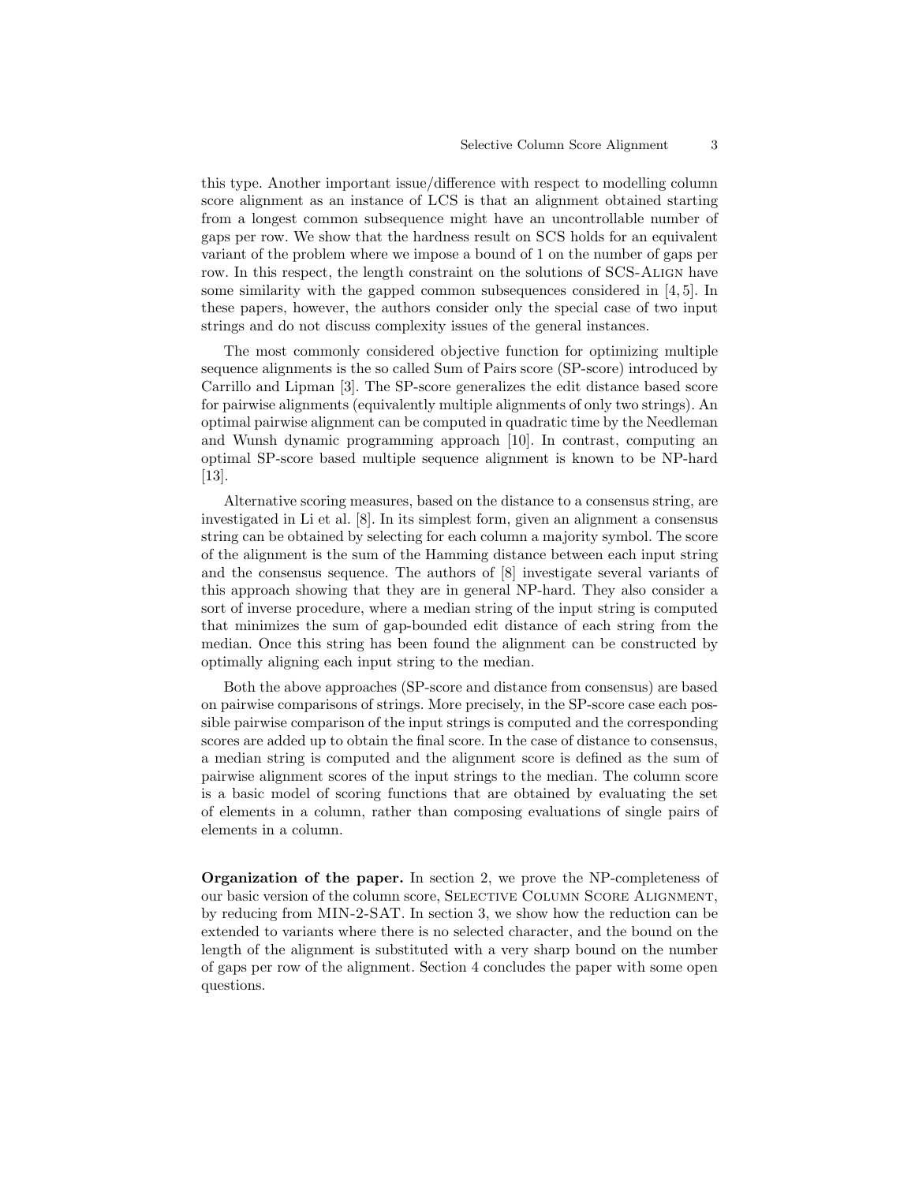this type. Another important issue/difference with respect to modelling column score alignment as an instance of LCS is that an alignment obtained starting from a longest common subsequence might have an uncontrollable number of gaps per row. We show that the hardness result on SCS holds for an equivalent variant of the problem where we impose a bound of 1 on the number of gaps per row. In this respect, the length constraint on the solutions of SCS-Align have some similarity with the gapped common subsequences considered in [4, 5]. In these papers, however, the authors consider only the special case of two input strings and do not discuss complexity issues of the general instances.

The most commonly considered objective function for optimizing multiple sequence alignments is the so called Sum of Pairs score (SP-score) introduced by Carrillo and Lipman [3]. The SP-score generalizes the edit distance based score for pairwise alignments (equivalently multiple alignments of only two strings). An optimal pairwise alignment can be computed in quadratic time by the Needleman and Wunsh dynamic programming approach [10]. In contrast, computing an optimal SP-score based multiple sequence alignment is known to be NP-hard [13].

Alternative scoring measures, based on the distance to a consensus string, are investigated in Li et al. [8]. In its simplest form, given an alignment a consensus string can be obtained by selecting for each column a majority symbol. The score of the alignment is the sum of the Hamming distance between each input string and the consensus sequence. The authors of [8] investigate several variants of this approach showing that they are in general NP-hard. They also consider a sort of inverse procedure, where a median string of the input string is computed that minimizes the sum of gap-bounded edit distance of each string from the median. Once this string has been found the alignment can be constructed by optimally aligning each input string to the median.

Both the above approaches (SP-score and distance from consensus) are based on pairwise comparisons of strings. More precisely, in the SP-score case each possible pairwise comparison of the input strings is computed and the corresponding scores are added up to obtain the final score. In the case of distance to consensus, a median string is computed and the alignment score is defined as the sum of pairwise alignment scores of the input strings to the median. The column score is a basic model of scoring functions that are obtained by evaluating the set of elements in a column, rather than composing evaluations of single pairs of elements in a column.

**Organization of the paper.** In section 2, we prove the NP-completeness of our basic version of the column score, Selective Column Score Alignment, by reducing from MIN-2-SAT. In section 3, we show how the reduction can be extended to variants where there is no selected character, and the bound on the length of the alignment is substituted with a very sharp bound on the number of gaps per row of the alignment. Section 4 concludes the paper with some open questions.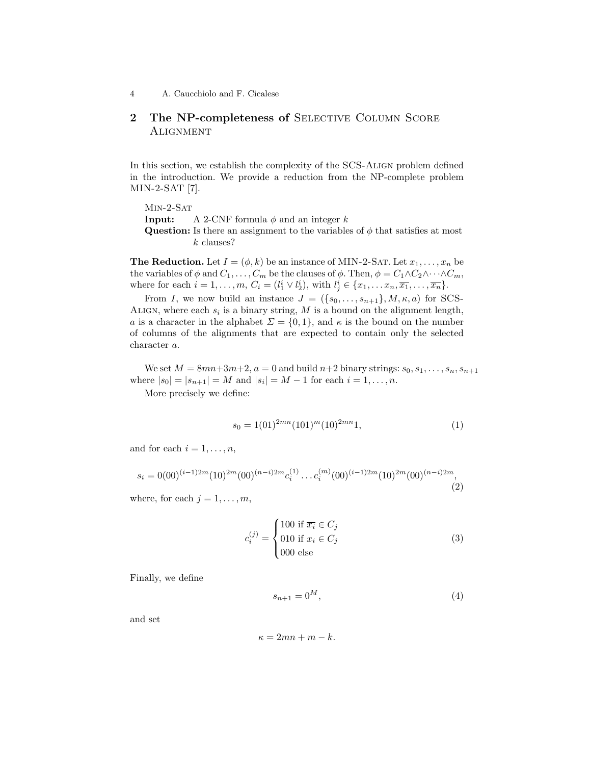## 2 The NP-completeness of Selective Column Score Alignment

In this section, we establish the complexity of the SCS-Align problem defined in the introduction. We provide a reduction from the NP-complete problem MIN-2-SAT [7].

Min-2-Sat
**Input:** A 2-CNF formula $\phi$ and an integer $k$
**Question:** Is there an assignment to the variables of $\phi$ that satisfies at most $k$ clauses?

**The Reduction.** Let $I = (\phi, k)$ be an instance of MIN-2-Sat. Let $x_1, \ldots, x_n$ be the variables of $\phi$ and $C_1, \ldots, C_m$ be the clauses of $\phi$. Then, $\phi = C_1 \wedge C_2 \wedge \cdots \wedge C_m$, where for each $i = 1, \ldots, m$, $C_i = (l_1^i \vee l_2^i)$, with $l_j^i \in \{x_1, \ldots x_n, \overline{x_1}, \ldots, \overline{x_n}\}$.

From $I$, we now build an instance $J = (\{s_0, \ldots, s_{n+1}\}, M, \kappa, a)$ for SCS-Align, where each $s_i$ is a binary string, $M$ is a bound on the alignment length, $a$ is a character in the alphabet $\Sigma = \{0, 1\}$, and $\kappa$ is the bound on the number of columns of the alignments that are expected to contain only the selected character $a$.

We set $M = 8mn+3m+2$, $a = 0$ and build $n+2$ binary strings: $s_0, s_1, \ldots, s_n, s_{n+1}$ where $|s_0| = |s_{n+1}| = M$ and $|s_i| = M - 1$ for each $i = 1, \ldots, n$.

More precisely we define:

$$s_0 = 1(01)^{2mn}(101)^m(10)^{2mn}1, \tag{1}$$

and for each $i = 1, \ldots, n$,

$$s_i = 0(00)^{(i-1)2m}(10)^{2m}(00)^{(n-i)2m}c_i^{(1)} \ldots c_i^{(m)}(00)^{(i-1)2m}(10)^{2m}(00)^{(n-i)2m}, \tag{2}$$

where, for each $j = 1, \ldots, m$,

$$c_i^{(j)} = \begin{cases} 100 \text{ if } \overline{x_i} \in C_j \\ 010 \text{ if } x_i \in C_j \\ 000 \text{ else} \end{cases} \tag{3}$$

Finally, we define

$$s_{n+1} = 0^M, \tag{4}$$

and set

$$\kappa = 2mn + m - k.$$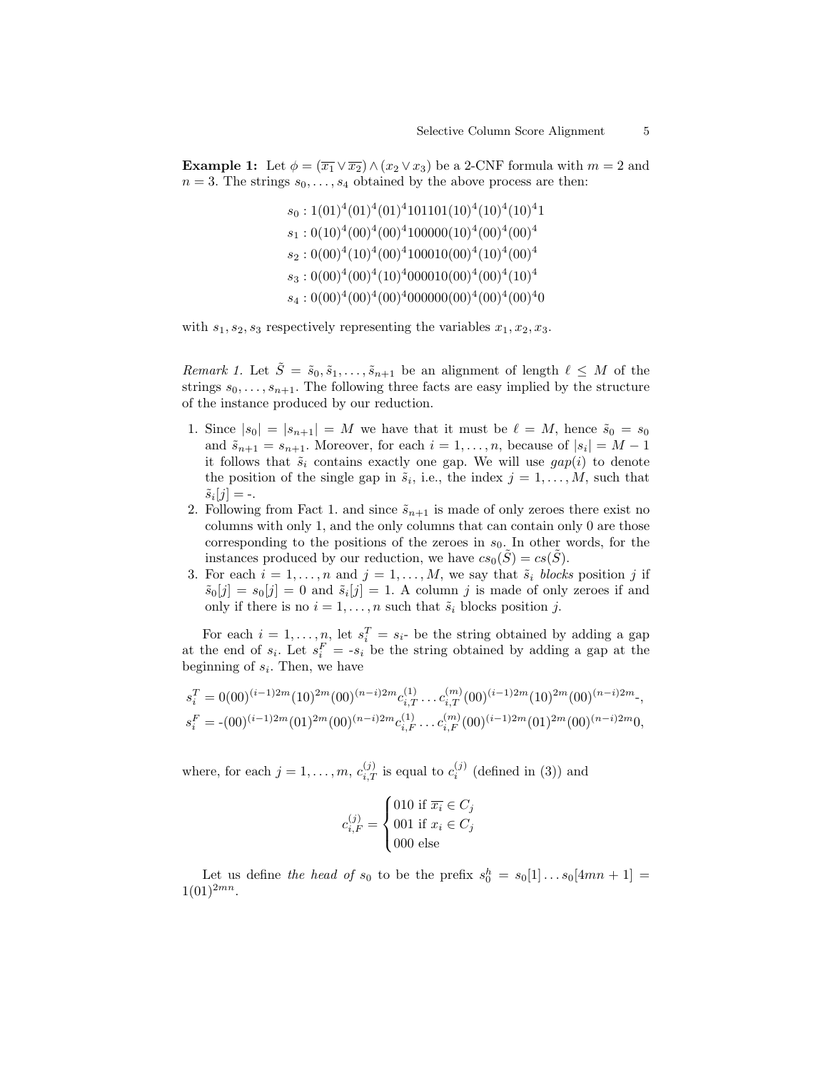**Example 1:** Let $\phi = (\overline{x_1} \vee \overline{x_2}) \wedge (x_2 \vee x_3)$ be a 2-CNF formula with $m = 2$ and $n = 3$. The strings $s_0, \ldots, s_4$ obtained by the above process are then:

$$
\begin{aligned}
s_0 &: 1(01)^4(01)^4(01)^4101101(10)^4(10)^4(10)^41\\
s_1 &: 0(10)^4(00)^4(00)^4100000(10)^4(00)^4(00)^4\\
s_2 &: 0(00)^4(10)^4(00)^4100010(00)^4(10)^4(00)^4\\
s_3 &: 0(00)^4(00)^4(10)^4000010(00)^4(00)^4(10)^4\\
s_4 &: 0(00)^4(00)^4(00)^4000000(00)^4(00)^4(00)^40
\end{aligned}
$$

with $s_1, s_2, s_3$ respectively representing the variables $x_1, x_2, x_3$.

*Remark 1.* Let $\tilde{S} = \tilde{s}_0, \tilde{s}_1, \ldots, \tilde{s}_{n+1}$ be an alignment of length $\ell \leq M$ of the strings $s_0, \ldots, s_{n+1}$. The following three facts are easy implied by the structure of the instance produced by our reduction.

1. Since $|s_0| = |s_{n+1}| = M$ we have that it must be $\ell = M$, hence $\tilde{s}_0 = s_0$ and $\tilde{s}_{n+1} = s_{n+1}$. Moreover, for each $i = 1, \ldots, n$, because of $|s_i| = M - 1$ it follows that $\tilde{s}_i$ contains exactly one gap. We will use $gap(i)$ to denote the position of the single gap in $\tilde{s}_i$, i.e., the index $j = 1, \ldots, M$, such that $\tilde{s}_i[j] =$ -.
2. Following from Fact 1. and since $\tilde{s}_{n+1}$ is made of only zeroes there exist no columns with only 1, and the only columns that can contain only 0 are those corresponding to the positions of the zeroes in $s_0$. In other words, for the instances produced by our reduction, we have $cs_0(\tilde{S}) = cs(\tilde{S})$.
3. For each $i = 1, \ldots, n$ and $j = 1, \ldots, M$, we say that $\tilde{s}_i$ *blocks* position $j$ if $\tilde{s}_0[j] = s_0[j] = 0$ and $\tilde{s}_i[j] = 1$. A column $j$ is made of only zeroes if and only if there is no $i = 1, \ldots, n$ such that $\tilde{s}_i$ blocks position $j$.

For each $i = 1, \ldots, n$, let $s_i^T = s_i$- be the string obtained by adding a gap at the end of $s_i$. Let $s_i^F =$ -$s_i$ be the string obtained by adding a gap at the beginning of $s_i$. Then, we have

$$
\begin{aligned}
s_i^T &= 0(00)^{(i-1)2m}(10)^{2m}(00)^{(n-i)2m}c_{i,T}^{(1)} \cdots c_{i,T}^{(m)}(00)^{(i-1)2m}(10)^{2m}(00)^{(n-i)2m}\text{-},\\
s_i^F &= \text{-}(00)^{(i-1)2m}(01)^{2m}(00)^{(n-i)2m}c_{i,F}^{(1)} \cdots c_{i,F}^{(m)}(00)^{(i-1)2m}(01)^{2m}(00)^{(n-i)2m}0,
\end{aligned}
$$

where, for each $j = 1, \ldots, m$, $c_{i,T}^{(j)}$ is equal to $c_i^{(j)}$ (defined in (3)) and

$$
c_{i,F}^{(j)} = \begin{cases} 010 \text{ if } \overline{x_i} \in C_j \\ 001 \text{ if } x_i \in C_j \\ 000 \text{ else} \end{cases}
$$

Let us define *the head of* $s_0$ to be the prefix $s_0^h = s_0[1] \ldots s_0[4mn + 1] = 1(01)^{2mn}$.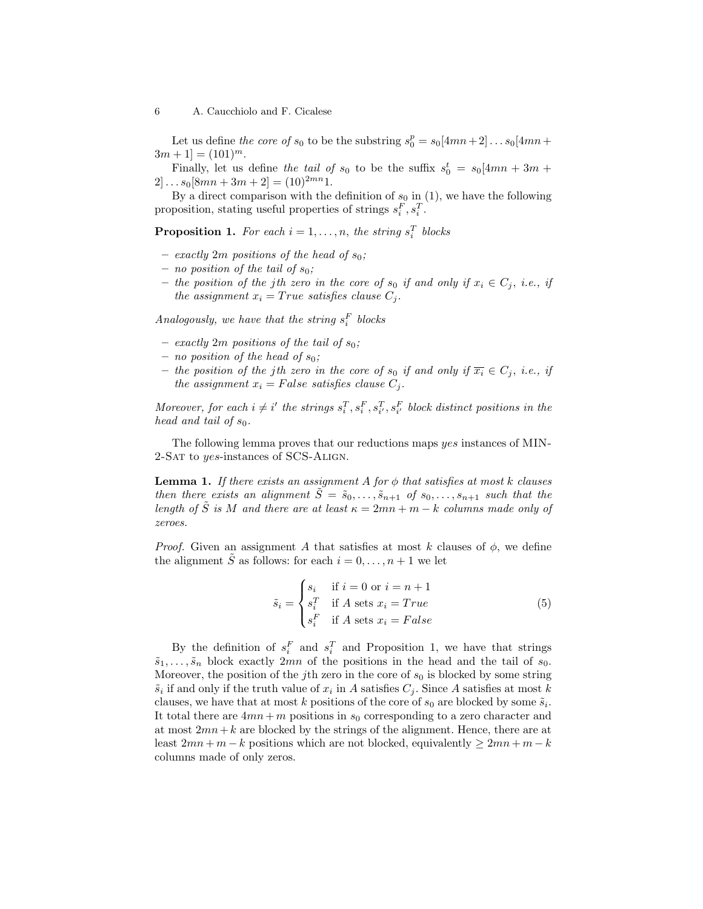Let us define *the core of* $s_0$ to be the substring $s_0^p = s_0[4mn+2]\dots s_0[4mn+3m+1] = (101)^m$.

Finally, let us define *the tail of* $s_0$ to be the suffix $s_0^t = s_0[4mn+3m+2]\dots s_0[8mn+3m+2] = (10)^{2mn}1$.

By a direct comparison with the definition of $s_0$ in (1), we have the following proposition, stating useful properties of strings $s_i^F, s_i^T$.

**Proposition 1.** *For each $i = 1,\dots,n$, the string $s_i^T$ blocks*

- *exactly $2m$ positions of the head of $s_0$;*
- *no position of the tail of $s_0$;*
- *the position of the $j$th zero in the core of $s_0$ if and only if $x_i \in C_j$, i.e., if the assignment $x_i = True$ satisfies clause $C_j$.*

*Analogously, we have that the string $s_i^F$ blocks*

- *exactly $2m$ positions of the tail of $s_0$;*
- *no position of the head of $s_0$;*
- *the position of the $j$th zero in the core of $s_0$ if and only if $\overline{x_i} \in C_j$, i.e., if the assignment $x_i = False$ satisfies clause $C_j$.*

*Moreover, for each $i \neq i'$ the strings $s_i^T, s_i^F, s_{i'}^T, s_{i'}^F$ block distinct positions in the head and tail of $s_0$.*

The following lemma proves that our reductions maps *yes* instances of MIN-2-SAT to *yes*-instances of SCS-ALIGN.

**Lemma 1.** *If there exists an assignment $A$ for $\phi$ that satisfies at most $k$ clauses then there exists an alignment $\tilde{S} = \tilde{s}_0,\dots,\tilde{s}_{n+1}$ of $s_0,\dots,s_{n+1}$ such that the length of $\tilde{S}$ is $M$ and there are at least $\kappa = 2mn+m-k$ columns made only of zeroes.*

*Proof.* Given an assignment $A$ that satisfies at most $k$ clauses of $\phi$, we define the alignment $\tilde{S}$ as follows: for each $i = 0,\dots,n+1$ we let

$$\tilde{s}_i = \begin{cases} s_i & \text{if } i = 0 \text{ or } i = n+1 \\ s_i^T & \text{if } A \text{ sets } x_i = True \\ s_i^F & \text{if } A \text{ sets } x_i = False \end{cases} \tag{5}$$

By the definition of $s_i^F$ and $s_i^T$ and Proposition 1, we have that strings $\tilde{s}_1,\dots,\tilde{s}_n$ block exactly $2mn$ of the positions in the head and the tail of $s_0$. Moreover, the position of the $j$th zero in the core of $s_0$ is blocked by some string $\tilde{s}_i$ if and only if the truth value of $x_i$ in $A$ satisfies $C_j$. Since $A$ satisfies at most $k$ clauses, we have that at most $k$ positions of the core of $s_0$ are blocked by some $\tilde{s}_i$. It total there are $4mn+m$ positions in $s_0$ corresponding to a zero character and at most $2mn+k$ are blocked by the strings of the alignment. Hence, there are at least $2mn+m-k$ positions which are not blocked, equivalently $\geq 2mn+m-k$ columns made of only zeros.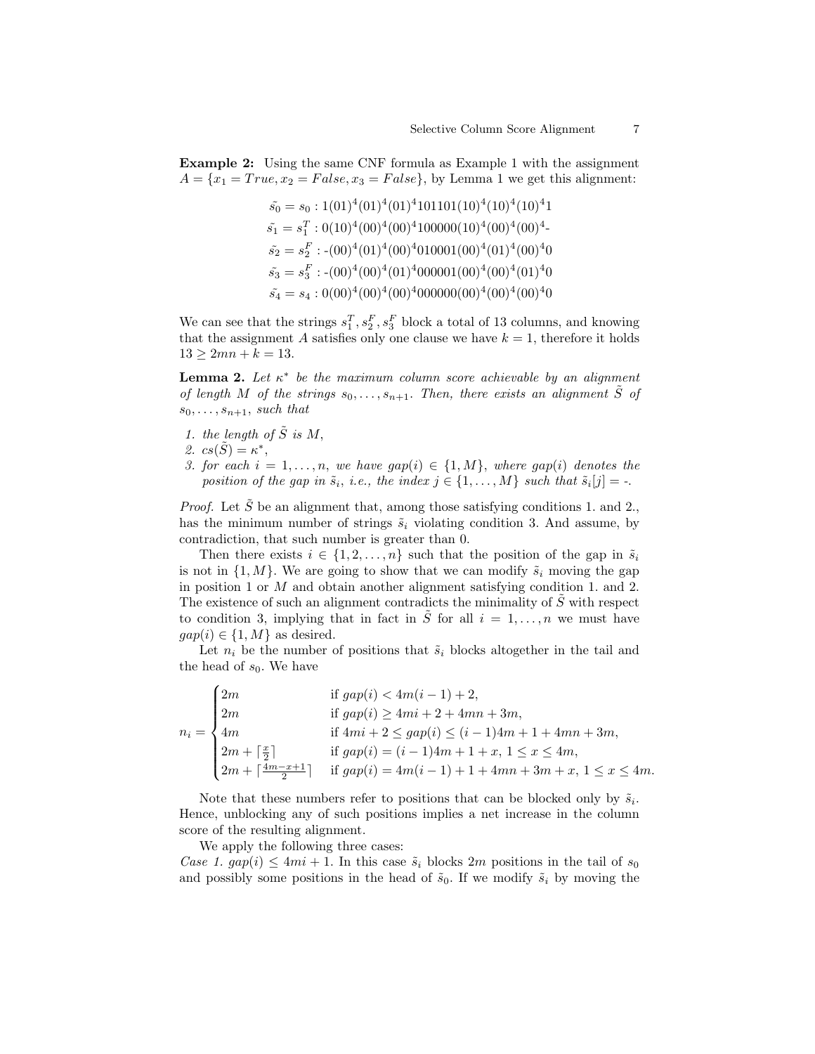**Example 2:** Using the same CNF formula as Example 1 with the assignment $A = \{x_1 = True, x_2 = False, x_3 = False\}$, by Lemma 1 we get this alignment:

$$\tilde{s_0} = s_0 : 1(01)^4(01)^4(01)^4 101101(10)^4(10)^4(10)^4 1$$
$$\tilde{s_1} = s_1^T : 0(10)^4(00)^4(00)^4 100000(10)^4(00)^4(00)^4\text{-}$$
$$\tilde{s_2} = s_2^F : \text{-}(00)^4(01)^4(00)^4 010001(00)^4(01)^4(00)^4 0$$
$$\tilde{s_3} = s_3^F : \text{-}(00)^4(00)^4(01)^4 000001(00)^4(00)^4(01)^4 0$$
$$\tilde{s_4} = s_4 : 0(00)^4(00)^4(00)^4 000000(00)^4(00)^4(00)^4 0$$

We can see that the strings $s_1^T, s_2^F, s_3^F$ block a total of 13 columns, and knowing that the assignment $A$ satisfies only one clause we have $k = 1$, therefore it holds $13 \geq 2mn + k = 13$.

**Lemma 2.** *Let $\kappa^*$ be the maximum column score achievable by an alignment of length $M$ of the strings $s_0, \ldots, s_{n+1}$. Then, there exists an alignment $\tilde{S}$ of $s_0, \ldots, s_{n+1}$, such that*

1. *the length of $\tilde{S}$ is $M$,*
2. *$cs(\tilde{S}) = \kappa^*$,*
3. *for each $i = 1, \ldots, n$, we have $gap(i) \in \{1, M\}$, where $gap(i)$ denotes the position of the gap in $\tilde{s}_i$, i.e., the index $j \in \{1, \ldots, M\}$ such that $\tilde{s}_i[j] =$ -.*

*Proof.* Let $\tilde{S}$ be an alignment that, among those satisfying conditions 1. and 2., has the minimum number of strings $\tilde{s}_i$ violating condition 3. And assume, by contradiction, that such number is greater than 0.

Then there exists $i \in \{1, 2, \ldots, n\}$ such that the position of the gap in $\tilde{s}_i$ is not in $\{1, M\}$. We are going to show that we can modify $\tilde{s}_i$ moving the gap in position 1 or $M$ and obtain another alignment satisfying condition 1. and 2. The existence of such an alignment contradicts the minimality of $\tilde{S}$ with respect to condition 3, implying that in fact in $\tilde{S}$ for all $i = 1, \ldots, n$ we must have $gap(i) \in \{1, M\}$ as desired.

Let $n_i$ be the number of positions that $\tilde{s}_i$ blocks altogether in the tail and the head of $s_0$. We have

$$n_i = \begin{cases} 2m & \text{if } gap(i) < 4m(i-1) + 2, \\ 2m & \text{if } gap(i) \geq 4mi + 2 + 4mn + 3m, \\ 4m & \text{if } 4mi + 2 \leq gap(i) \leq (i-1)4m + 1 + 4mn + 3m, \\ 2m + \lceil \frac{x}{2} \rceil & \text{if } gap(i) = (i-1)4m + 1 + x,\ 1 \leq x \leq 4m, \\ 2m + \lceil \frac{4m-x+1}{2} \rceil & \text{if } gap(i) = 4m(i-1) + 1 + 4mn + 3m + x,\ 1 \leq x \leq 4m. \end{cases}$$

Note that these numbers refer to positions that can be blocked only by $\tilde{s}_i$. Hence, unblocking any of such positions implies a net increase in the column score of the resulting alignment.

We apply the following three cases:

*Case 1.* $gap(i) \leq 4mi + 1$. In this case $\tilde{s}_i$ blocks $2m$ positions in the tail of $s_0$ and possibly some positions in the head of $\tilde{s}_0$. If we modify $\tilde{s}_i$ by moving the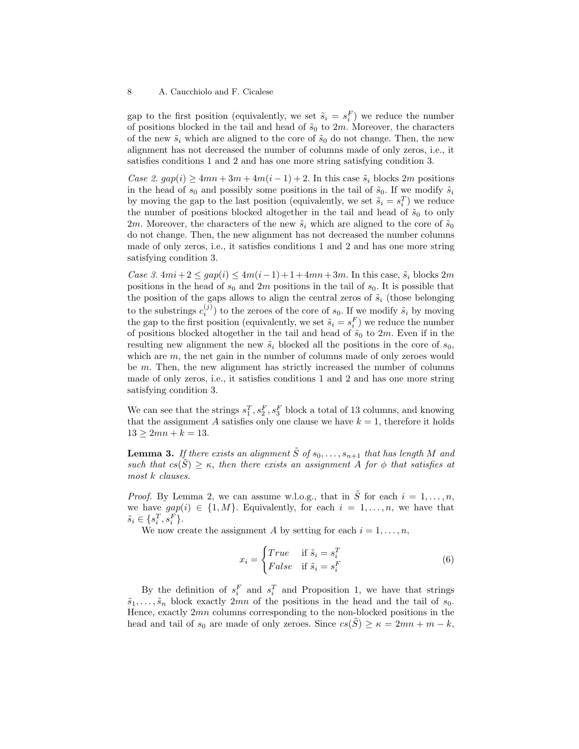gap to the first position (equivalently, we set $\tilde{s}_i = s_i^F$) we reduce the number of positions blocked in the tail and head of $\tilde{s}_0$ to $2m$. Moreover, the characters of the new $\tilde{s}_i$ which are aligned to the core of $\tilde{s}_0$ do not change. Then, the new alignment has not decreased the number of columns made of only zeros, i.e., it satisfies conditions 1 and 2 and has one more string satisfying condition 3.

*Case 2.* $gap(i) \geq 4mn + 3m + 4m(i-1) + 2$. In this case $\tilde{s}_i$ blocks $2m$ positions in the head of $s_0$ and possibly some positions in the tail of $\tilde{s}_0$. If we modify $\tilde{s}_i$ by moving the gap to the last position (equivalently, we set $\tilde{s}_i = s_i^T$) we reduce the number of positions blocked altogether in the tail and head of $\tilde{s}_0$ to only $2m$. Moreover, the characters of the new $\tilde{s}_i$ which are aligned to the core of $\tilde{s}_0$ do not change. Then, the new alignment has not decreased the number columns made of only zeros, i.e., it satisfies conditions 1 and 2 and has one more string satisfying condition 3.

*Case 3.* $4mi + 2 \leq gap(i) \leq 4m(i-1) + 1 + 4mn + 3m$. In this case, $\tilde{s}_i$ blocks $2m$ positions in the head of $s_0$ and $2m$ positions in the tail of $s_0$. It is possible that the position of the gaps allows to align the central zeros of $\tilde{s}_i$ (those belonging to the substrings $c_i^{(j)}$) to the zeroes of the core of $s_0$. If we modify $\tilde{s}_i$ by moving the gap to the first position (equivalently, we set $\tilde{s}_i = s_i^F$) we reduce the number of positions blocked altogether in the tail and head of $\tilde{s}_0$ to $2m$. Even if in the resulting new alignment the new $\tilde{s}_i$ blocked all the positions in the core of $s_0$, which are $m$, the net gain in the number of columns made of only zeroes would be $m$. Then, the new alignment has strictly increased the number of columns made of only zeros, i.e., it satisfies conditions 1 and 2 and has one more string satisfying condition 3.

We can see that the strings $s_1^T, s_2^F, s_3^F$ block a total of 13 columns, and knowing that the assignment $A$ satisfies only one clause we have $k = 1$, therefore it holds $13 \geq 2mn + k = 13$.

**Lemma 3.** *If there exists an alignment $\tilde{S}$ of $s_0, \ldots, s_{n+1}$ that has length $M$ and such that $cs(\tilde{S}) \geq \kappa$, then there exists an assignment $A$ for $\phi$ that satisfies at most $k$ clauses.*

*Proof.* By Lemma 2, we can assume w.l.o.g., that in $\tilde{S}$ for each $i = 1, \ldots, n$, we have $gap(i) \in \{1, M\}$. Equivalently, for each $i = 1, \ldots, n$, we have that $\tilde{s}_i \in \{s_i^T, s_i^F\}$.

We now create the assignment $A$ by setting for each $i = 1, \ldots, n$,

$$x_i = \begin{cases} True & \text{if } \tilde{s}_i = s_i^T \\ False & \text{if } \tilde{s}_i = s_i^F \end{cases} \tag{6}$$

By the definition of $s_i^F$ and $s_i^T$ and Proposition 1, we have that strings $\tilde{s}_1, \ldots, \tilde{s}_n$ block exactly $2mn$ of the positions in the head and the tail of $s_0$. Hence, exactly $2mn$ columns corresponding to the non-blocked positions in the head and tail of $s_0$ are made of only zeroes. Since $cs(\tilde{S}) \geq \kappa = 2mn + m - k$,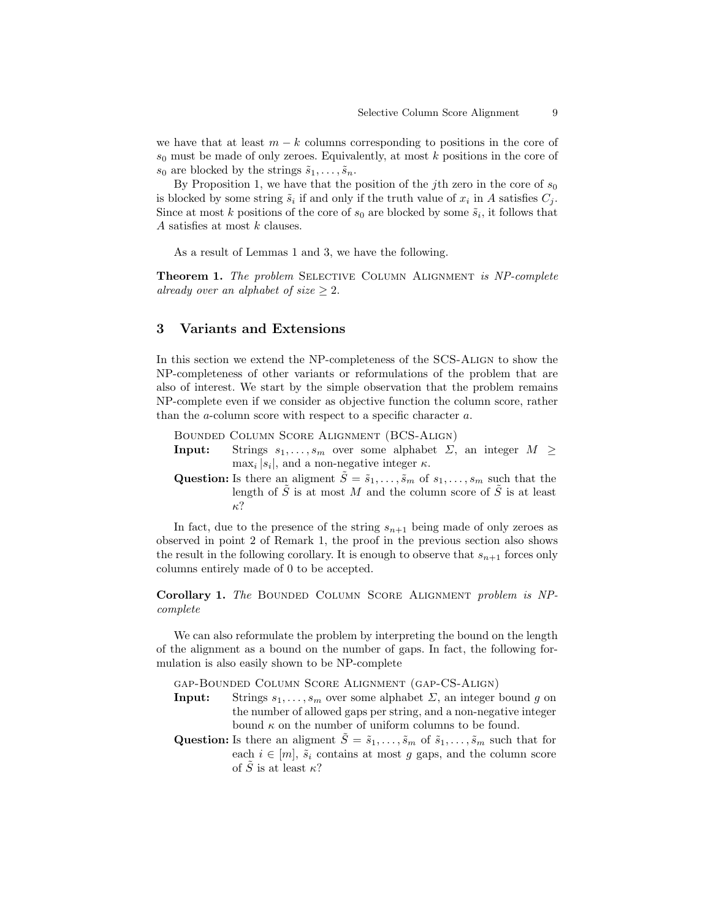we have that at least $m - k$ columns corresponding to positions in the core of $s_0$ must be made of only zeroes. Equivalently, at most $k$ positions in the core of $s_0$ are blocked by the strings $\tilde{s}_1, \ldots, \tilde{s}_n$.

By Proposition 1, we have that the position of the $j$th zero in the core of $s_0$ is blocked by some string $\tilde{s}_i$ if and only if the truth value of $x_i$ in $A$ satisfies $C_j$. Since at most $k$ positions of the core of $s_0$ are blocked by some $\tilde{s}_i$, it follows that $A$ satisfies at most $k$ clauses.

As a result of Lemmas 1 and 3, we have the following.

**Theorem 1.** *The problem* Selective Column Alignment *is NP-complete already over an alphabet of size* $\geq 2$.

## 3 Variants and Extensions

In this section we extend the NP-completeness of the SCS-Align to show the NP-completeness of other variants or reformulations of the problem that are also of interest. We start by the simple observation that the problem remains NP-complete even if we consider as objective function the column score, rather than the $a$-column score with respect to a specific character $a$.

Bounded Column Score Alignment (BCS-Align)

**Input:** Strings $s_1, \ldots, s_m$ over some alphabet $\Sigma$, an integer $M \geq \max_i |s_i|$, and a non-negative integer $\kappa$.

**Question:** Is there an aligment $\tilde{S} = \tilde{s}_1, \ldots, \tilde{s}_m$ of $s_1, \ldots, s_m$ such that the length of $\tilde{S}$ is at most $M$ and the column score of $\tilde{S}$ is at least $\kappa$?

In fact, due to the presence of the string $s_{n+1}$ being made of only zeroes as observed in point 2 of Remark 1, the proof in the previous section also shows the result in the following corollary. It is enough to observe that $s_{n+1}$ forces only columns entirely made of 0 to be accepted.

**Corollary 1.** *The* Bounded Column Score Alignment *problem is NP-complete*

We can also reformulate the problem by interpreting the bound on the length of the alignment as a bound on the number of gaps. In fact, the following formulation is also easily shown to be NP-complete

gap-Bounded Column Score Alignment (gap-CS-Align)

**Input:** Strings $s_1, \ldots, s_m$ over some alphabet $\Sigma$, an integer bound $g$ on the number of allowed gaps per string, and a non-negative integer bound $\kappa$ on the number of uniform columns to be found.

**Question:** Is there an aligment $\tilde{S} = \tilde{s}_1, \ldots, \tilde{s}_m$ of $\tilde{s}_1, \ldots, \tilde{s}_m$ such that for each $i \in [m]$, $\tilde{s}_i$ contains at most $g$ gaps, and the column score of $\tilde{S}$ is at least $\kappa$?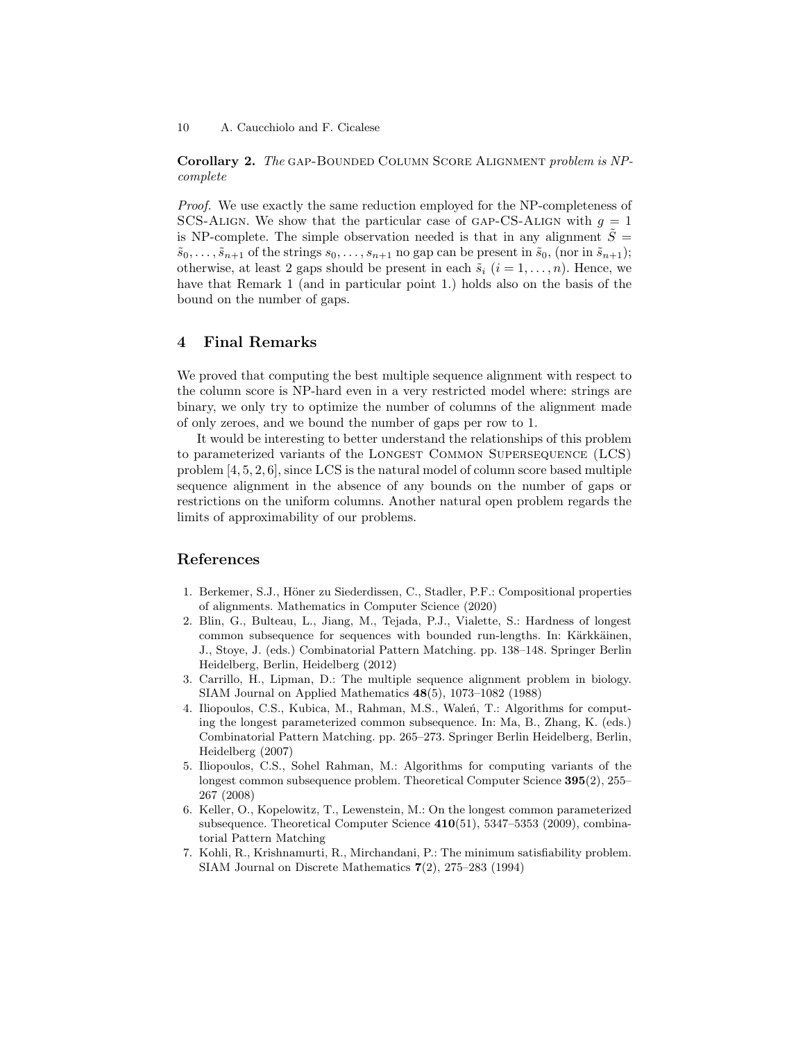**Corollary 2.** *The* GAP-BOUNDED COLUMN SCORE ALIGNMENT *problem is NP-complete*

*Proof.* We use exactly the same reduction employed for the NP-completeness of SCS-ALIGN. We show that the particular case of GAP-CS-ALIGN with $g = 1$ is NP-complete. The simple observation needed is that in any alignment $\tilde{S} = \tilde{s}_0, \ldots, \tilde{s}_{n+1}$ of the strings $s_0, \ldots, s_{n+1}$ no gap can be present in $\tilde{s}_0$, (nor in $\tilde{s}_{n+1}$); otherwise, at least 2 gaps should be present in each $\tilde{s}_i$ ($i = 1, \ldots, n$). Hence, we have that Remark 1 (and in particular point 1.) holds also on the basis of the bound on the number of gaps.

## 4 Final Remarks

We proved that computing the best multiple sequence alignment with respect to the column score is NP-hard even in a very restricted model where: strings are binary, we only try to optimize the number of columns of the alignment made of only zeroes, and we bound the number of gaps per row to 1.

It would be interesting to better understand the relationships of this problem to parameterized variants of the LONGEST COMMON SUPERSEQUENCE (LCS) problem [4, 5, 2, 6], since LCS is the natural model of column score based multiple sequence alignment in the absence of any bounds on the number of gaps or restrictions on the uniform columns. Another natural open problem regards the limits of approximability of our problems.

## References

1. Berkemer, S.J., Höner zu Siederdissen, C., Stadler, P.F.: Compositional properties of alignments. Mathematics in Computer Science (2020)
2. Blin, G., Bulteau, L., Jiang, M., Tejada, P.J., Vialette, S.: Hardness of longest common subsequence for sequences with bounded run-lengths. In: Kärkkäinen, J., Stoye, J. (eds.) Combinatorial Pattern Matching. pp. 138–148. Springer Berlin Heidelberg, Berlin, Heidelberg (2012)
3. Carrillo, H., Lipman, D.: The multiple sequence alignment problem in biology. SIAM Journal on Applied Mathematics **48**(5), 1073–1082 (1988)
4. Iliopoulos, C.S., Kubica, M., Rahman, M.S., Waleń, T.: Algorithms for computing the longest parameterized common subsequence. In: Ma, B., Zhang, K. (eds.) Combinatorial Pattern Matching. pp. 265–273. Springer Berlin Heidelberg, Berlin, Heidelberg (2007)
5. Iliopoulos, C.S., Sohel Rahman, M.: Algorithms for computing variants of the longest common subsequence problem. Theoretical Computer Science **395**(2), 255–267 (2008)
6. Keller, O., Kopelowitz, T., Lewenstein, M.: On the longest common parameterized subsequence. Theoretical Computer Science **410**(51), 5347–5353 (2009), combinatorial Pattern Matching
7. Kohli, R., Krishnamurti, R., Mirchandani, P.: The minimum satisfiability problem. SIAM Journal on Discrete Mathematics **7**(2), 275–283 (1994)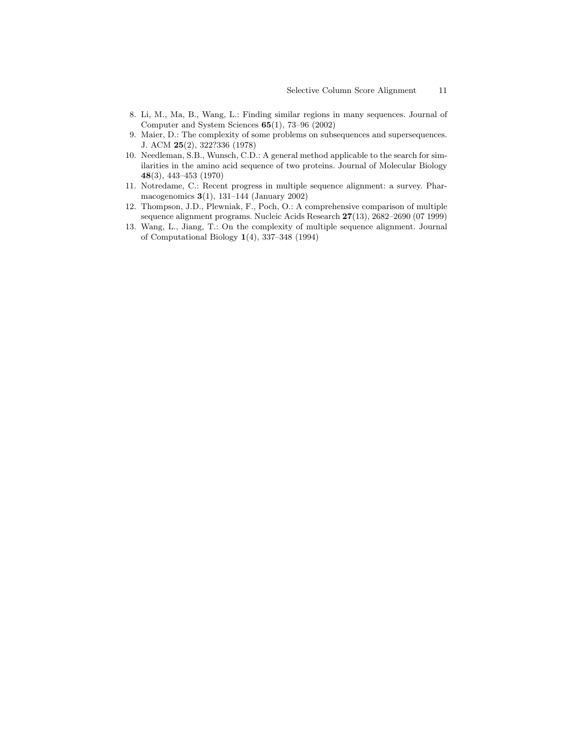8. Li, M., Ma, B., Wang, L.: Finding similar regions in many sequences. Journal of Computer and System Sciences **65**(1), 73–96 (2002)
9. Maier, D.: The complexity of some problems on subsequences and supersequences. J. ACM **25**(2), 322?336 (1978)
10. Needleman, S.B., Wunsch, C.D.: A general method applicable to the search for similarities in the amino acid sequence of two proteins. Journal of Molecular Biology **48**(3), 443–453 (1970)
11. Notredame, C.: Recent progress in multiple sequence alignment: a survey. Pharmacogenomics **3**(1), 131–144 (January 2002)
12. Thompson, J.D., Plewniak, F., Poch, O.: A comprehensive comparison of multiple sequence alignment programs. Nucleic Acids Research **27**(13), 2682–2690 (07 1999)
13. Wang, L., Jiang, T.: On the complexity of multiple sequence alignment. Journal of Computational Biology **1**(4), 337–348 (1994)